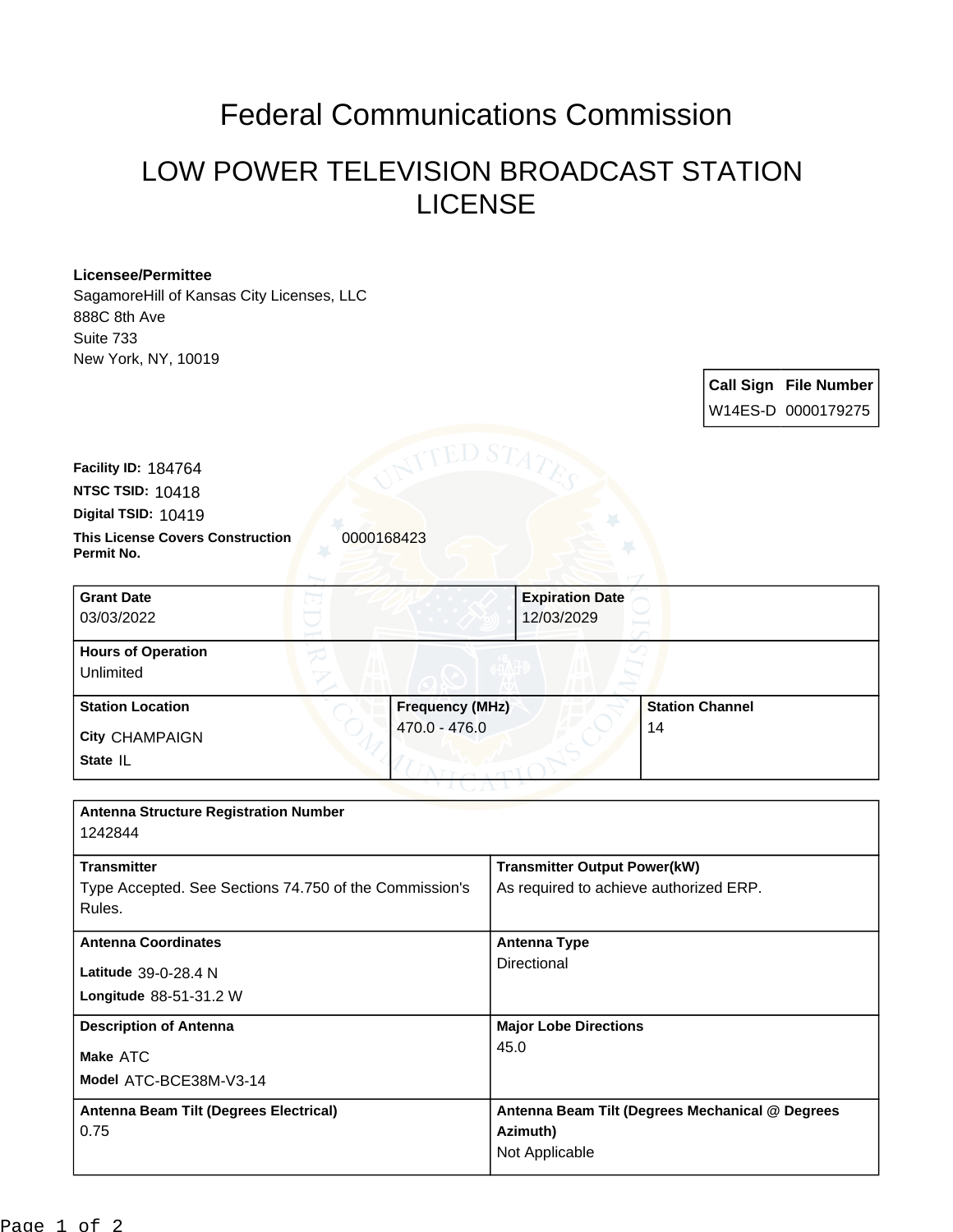# Federal Communications Commission

## LOW POWER TELEVISION BROADCAST STATION LICENSE

**Licensee/Permittee**
SagamoreHill of Kansas City Licenses, LLC
888C 8th Ave
Suite 733
New York, NY, 10019

| Call Sign | File Number |
| --- | --- |
| W14ES-D | 0000179275 |

**Facility ID:** 184764
**NTSC TSID:** 10418
**Digital TSID:** 10419
**This License Covers Construction Permit No.** 0000168423

| Grant Date | Expiration Date |
| --- | --- |
| 03/03/2022 | 12/03/2029 |

**Hours of Operation**
Unlimited

| Station Location | Frequency (MHz) | Station Channel |
| --- | --- | --- |
| City CHAMPAIGN<br>State IL | 470.0 - 476.0 | 14 |

**Antenna Structure Registration Number**
1242844

| Transmitter | Transmitter Output Power(kW) |
| --- | --- |
| Type Accepted. See Sections 74.750 of the Commission's Rules. | As required to achieve authorized ERP. |

| Antenna Coordinates | Antenna Type |
| --- | --- |
| Latitude 39-0-28.4 N<br>Longitude 88-51-31.2 W | Directional |

| Description of Antenna | Major Lobe Directions |
| --- | --- |
| Make ATC<br>Model ATC-BCE38M-V3-14 | 45.0 |

| Antenna Beam Tilt (Degrees Electrical) | Antenna Beam Tilt (Degrees Mechanical @ Degrees Azimuth) |
| --- | --- |
| 0.75 | Not Applicable |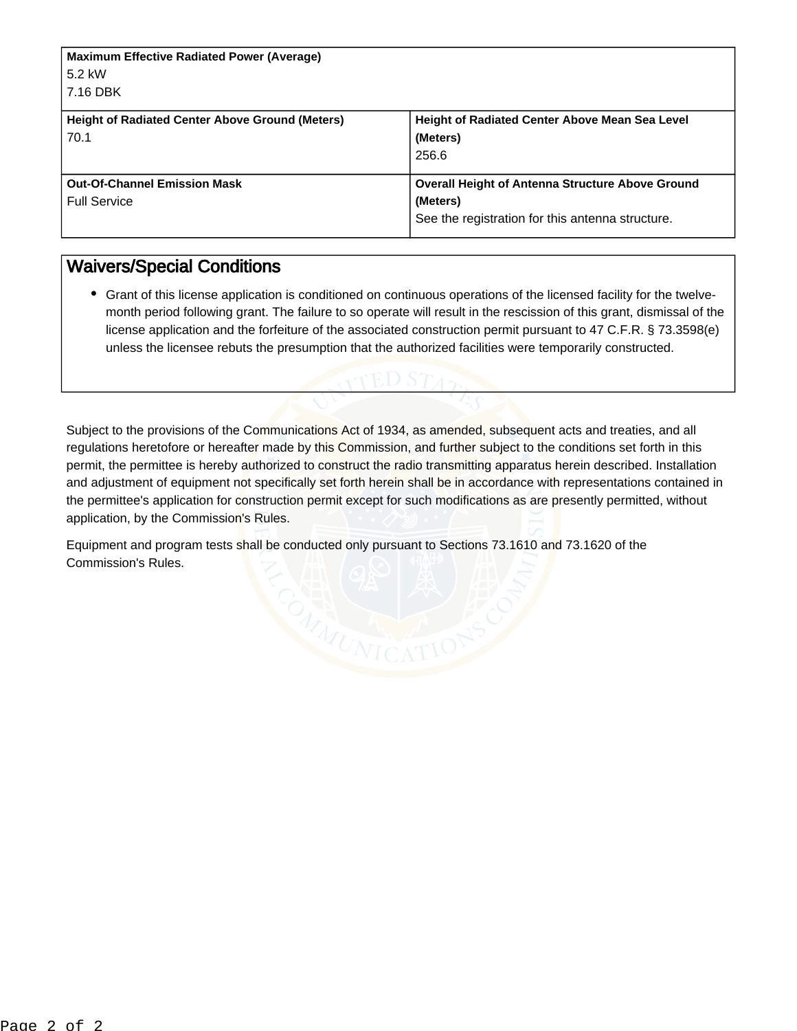| | |
|---|---|
| **Maximum Effective Radiated Power (Average)**<br>5.2 kW<br>7.16 DBK | |
| **Height of Radiated Center Above Ground (Meters)**<br>70.1 | **Height of Radiated Center Above Mean Sea Level (Meters)**<br>256.6 |
| **Out-Of-Channel Emission Mask**<br>Full Service | **Overall Height of Antenna Structure Above Ground (Meters)**<br>See the registration for this antenna structure. |

## Waivers/Special Conditions

- Grant of this license application is conditioned on continuous operations of the licensed facility for the twelve-month period following grant. The failure to so operate will result in the rescission of this grant, dismissal of the license application and the forfeiture of the associated construction permit pursuant to 47 C.F.R. § 73.3598(e) unless the licensee rebuts the presumption that the authorized facilities were temporarily constructed.

Subject to the provisions of the Communications Act of 1934, as amended, subsequent acts and treaties, and all regulations heretofore or hereafter made by this Commission, and further subject to the conditions set forth in this permit, the permittee is hereby authorized to construct the radio transmitting apparatus herein described. Installation and adjustment of equipment not specifically set forth herein shall be in accordance with representations contained in the permittee's application for construction permit except for such modifications as are presently permitted, without application, by the Commission's Rules.

Equipment and program tests shall be conducted only pursuant to Sections 73.1610 and 73.1620 of the Commission's Rules.